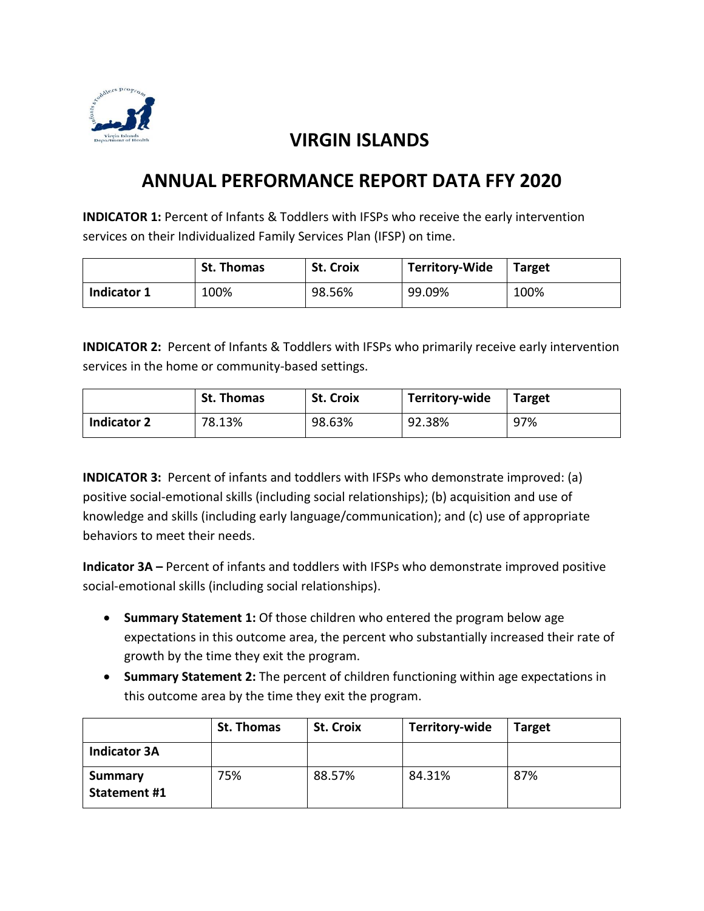# VIRGIN ISLANDS

## ANNUAL PERFORMANCE REPORT DATA FFY 2020

**INDICATOR 1:** Percent of Infants & Toddlers with IFSPs who receive the early intervention services on their Individualized Family Services Plan (IFSP) on time.

| | St. Thomas | St. Croix | Territory-Wide | Target |
|---|---|---|---|---|
| **Indicator 1** | 100% | 98.56% | 99.09% | 100% |

**INDICATOR 2:** Percent of Infants & Toddlers with IFSPs who primarily receive early intervention services in the home or community-based settings.

| | St. Thomas | St. Croix | Territory-wide | Target |
|---|---|---|---|---|
| **Indicator 2** | 78.13% | 98.63% | 92.38% | 97% |

**INDICATOR 3:** Percent of infants and toddlers with IFSPs who demonstrate improved: (a) positive social-emotional skills (including social relationships); (b) acquisition and use of knowledge and skills (including early language/communication); and (c) use of appropriate behaviors to meet their needs.

**Indicator 3A –** Percent of infants and toddlers with IFSPs who demonstrate improved positive social-emotional skills (including social relationships).

- **Summary Statement 1:** Of those children who entered the program below age expectations in this outcome area, the percent who substantially increased their rate of growth by the time they exit the program.
- **Summary Statement 2:** The percent of children functioning within age expectations in this outcome area by the time they exit the program.

| | St. Thomas | St. Croix | Territory-wide | Target |
|---|---|---|---|---|
| **Indicator 3A** | | | | |
| **Summary Statement #1** | 75% | 88.57% | 84.31% | 87% |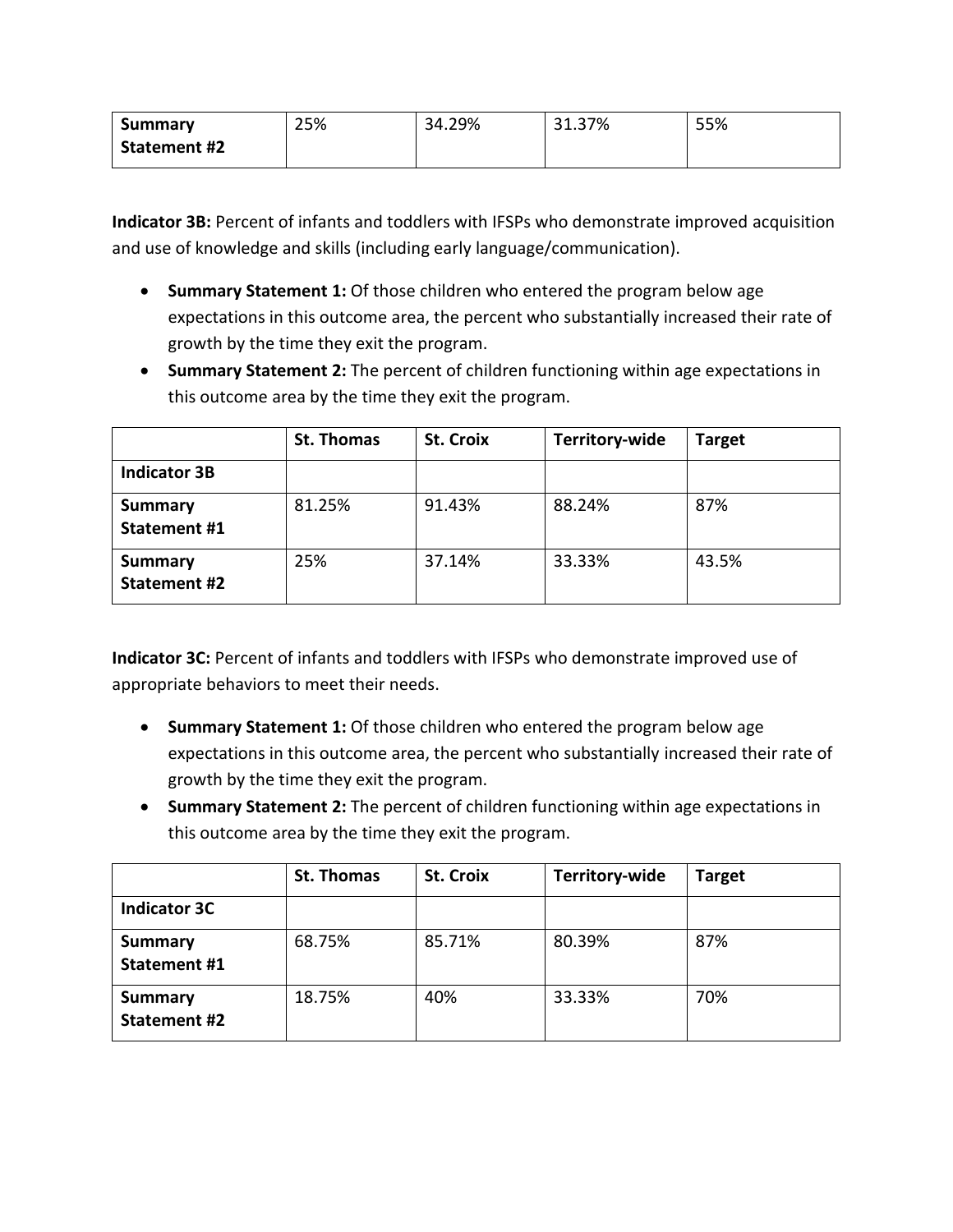| Summary Statement #2 | 25% | 34.29% | 31.37% | 55% |
|---|---|---|---|---|

**Indicator 3B:** Percent of infants and toddlers with IFSPs who demonstrate improved acquisition and use of knowledge and skills (including early language/communication).

- **Summary Statement 1:** Of those children who entered the program below age expectations in this outcome area, the percent who substantially increased their rate of growth by the time they exit the program.
- **Summary Statement 2:** The percent of children functioning within age expectations in this outcome area by the time they exit the program.

| | St. Thomas | St. Croix | Territory-wide | Target |
|---|---|---|---|---|
| Indicator 3B | | | | |
| Summary Statement #1 | 81.25% | 91.43% | 88.24% | 87% |
| Summary Statement #2 | 25% | 37.14% | 33.33% | 43.5% |

**Indicator 3C:** Percent of infants and toddlers with IFSPs who demonstrate improved use of appropriate behaviors to meet their needs.

- **Summary Statement 1:** Of those children who entered the program below age expectations in this outcome area, the percent who substantially increased their rate of growth by the time they exit the program.
- **Summary Statement 2:** The percent of children functioning within age expectations in this outcome area by the time they exit the program.

| | St. Thomas | St. Croix | Territory-wide | Target |
|---|---|---|---|---|
| Indicator 3C | | | | |
| Summary Statement #1 | 68.75% | 85.71% | 80.39% | 87% |
| Summary Statement #2 | 18.75% | 40% | 33.33% | 70% |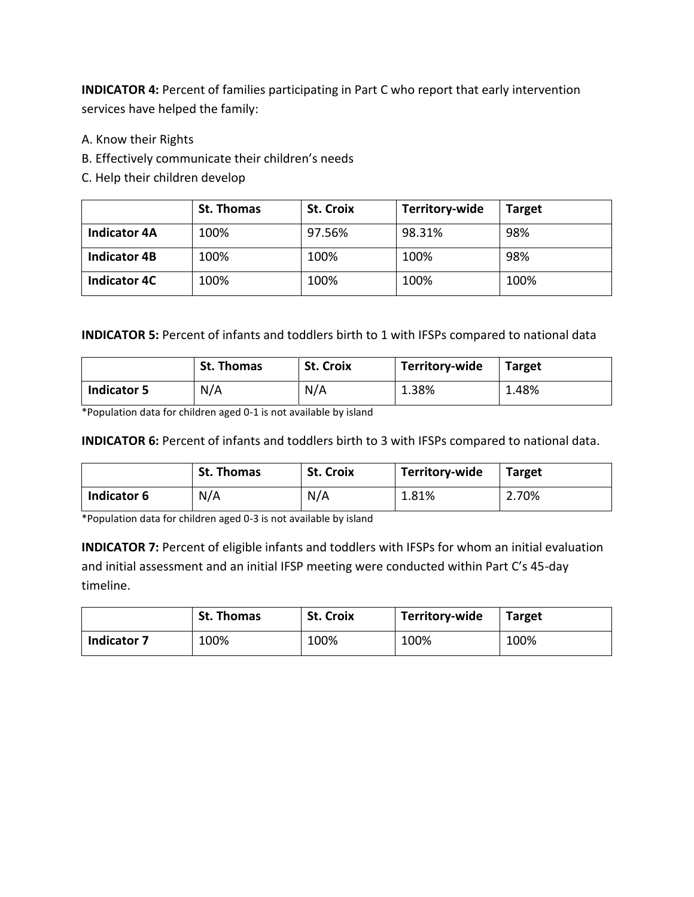**INDICATOR 4:** Percent of families participating in Part C who report that early intervention services have helped the family:

A. Know their Rights
B. Effectively communicate their children's needs
C. Help their children develop

| | St. Thomas | St. Croix | Territory-wide | Target |
|---|---|---|---|---|
| **Indicator 4A** | 100% | 97.56% | 98.31% | 98% |
| **Indicator 4B** | 100% | 100% | 100% | 98% |
| **Indicator 4C** | 100% | 100% | 100% | 100% |

**INDICATOR 5:** Percent of infants and toddlers birth to 1 with IFSPs compared to national data

| | St. Thomas | St. Croix | Territory-wide | Target |
|---|---|---|---|---|
| **Indicator 5** | N/A | N/A | 1.38% | 1.48% |

*Population data for children aged 0-1 is not available by island

**INDICATOR 6:** Percent of infants and toddlers birth to 3 with IFSPs compared to national data.

| | St. Thomas | St. Croix | Territory-wide | Target |
|---|---|---|---|---|
| **Indicator 6** | N/A | N/A | 1.81% | 2.70% |

*Population data for children aged 0-3 is not available by island

**INDICATOR 7:** Percent of eligible infants and toddlers with IFSPs for whom an initial evaluation and initial assessment and an initial IFSP meeting were conducted within Part C's 45-day timeline.

| | St. Thomas | St. Croix | Territory-wide | Target |
|---|---|---|---|---|
| **Indicator 7** | 100% | 100% | 100% | 100% |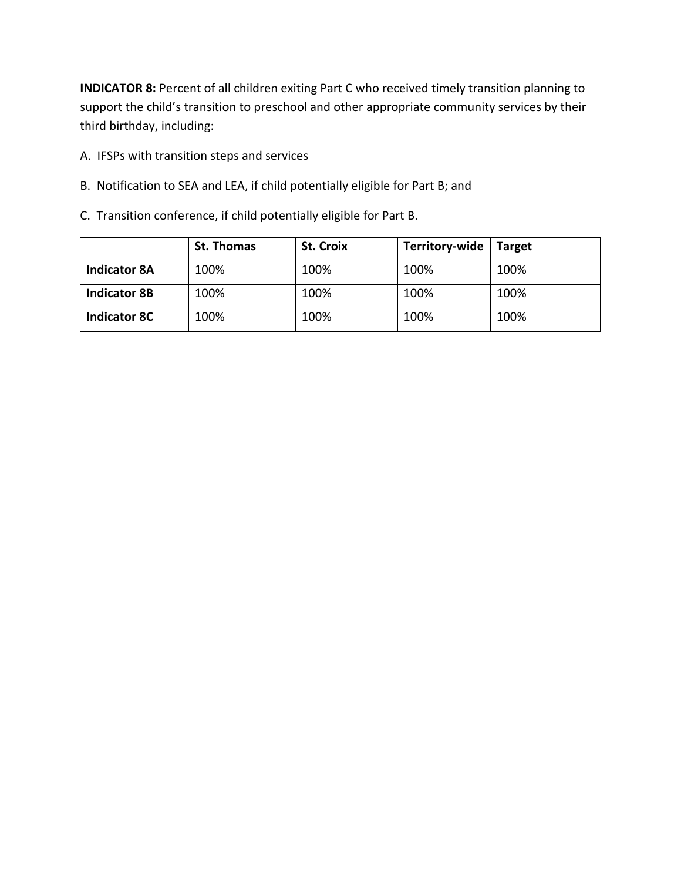**INDICATOR 8:** Percent of all children exiting Part C who received timely transition planning to support the child's transition to preschool and other appropriate community services by their third birthday, including:

A. IFSPs with transition steps and services

B. Notification to SEA and LEA, if child potentially eligible for Part B; and

C. Transition conference, if child potentially eligible for Part B.

| | St. Thomas | St. Croix | Territory-wide | Target |
|---|---|---|---|---|
| **Indicator 8A** | 100% | 100% | 100% | 100% |
| **Indicator 8B** | 100% | 100% | 100% | 100% |
| **Indicator 8C** | 100% | 100% | 100% | 100% |